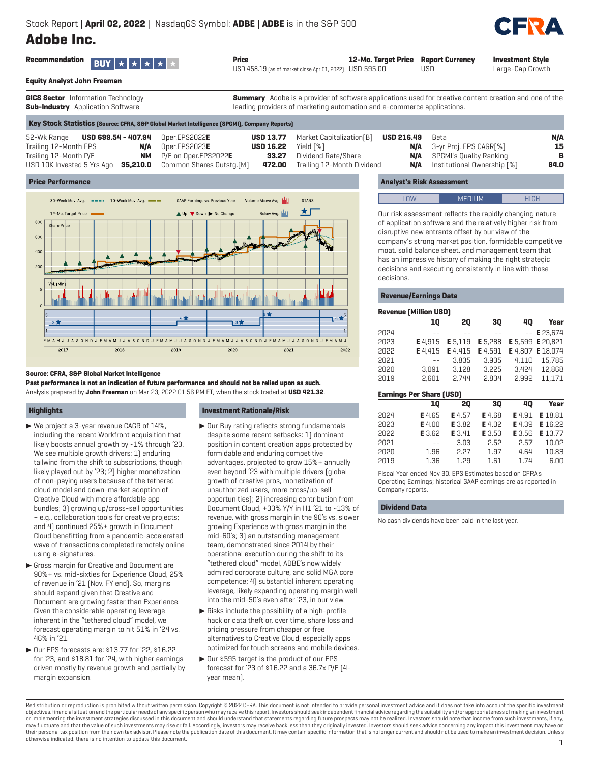Stock Report | **April 02, 2022** | NasdaqGS Symbol: **ADBE** | **ADBE** is in the S&P 500

# Adobe Inc.

| Recommendation | Price | 12-Mo. Target Price | Report Currency | Investment Style |
|---|---|---|---|---|
| BUY ★★★★★ | USD 458.19 (as of market close Apr 01, 2022) | USD 595.00 | USD | Large-Cap Growth |

**Equity Analyst John Freeman**

**GICS Sector** Information Technology
**Sub-Industry** Application Software

**Summary** Adobe is a provider of software applications used for creative content creation and one of the leading providers of marketing automation and e-commerce applications.

## Key Stock Statistics (Source: CFRA, S&P Global Market Intelligence (SPGMI), Company Reports)

| | | | | | | | |
|---|---|---|---|---|---|---|---|
| 52-Wk Range | USD 699.54 - 407.94 | Oper.EPS2022E | USD 13.77 | Market Capitalization[B] | USD 216.49 | Beta | N/A |
| Trailing 12-Month EPS | N/A | Oper.EPS2023E | USD 16.22 | Yield [%] | N/A | 3-yr Proj. EPS CAGR[%] | 15 |
| Trailing 12-Month P/E | NM | P/E on Oper.EPS2022E | 33.27 | Dividend Rate/Share | N/A | SPGMI's Quality Ranking | B |
| USD 10K Invested 5 Yrs Ago | 35,210.0 | Common Shares Outstg.[M] | 472.00 | Trailing 12-Month Dividend | N/A | Institutional Ownership [%] | 84.0 |

## Price Performance

**Source: CFRA, S&P Global Market Intelligence**

**Past performance is not an indication of future performance and should not be relied upon as such.**

Analysis prepared by **John Freeman** on Mar 23, 2022 01:56 PM ET, when the stock traded at **USD 421.32**.

## Highlights

- We project a 3-year revenue CAGR of 14%, including the recent Workfront acquisition that likely boosts annual growth by ~1% through '23. We see multiple growth drivers: 1) enduring tailwind from the shift to subscriptions, though likely played out by '23; 2) higher monetization of non-paying users because of the tethered cloud model and down-market adoption of Creative Cloud with more affordable app bundles; 3) growing up/cross-sell opportunities – e.g., collaboration tools for creative projects; and 4) continued 25%+ growth in Document Cloud benefitting from a pandemic-accelerated wave of transactions completed remotely online using e-signatures.
- Gross margin for Creative and Document are 90%+ vs. mid-sixties for Experience Cloud, 25% of revenue in '21 (Nov. FY end). So, margins should expand given that Creative and Document are growing faster than Experience. Given the considerable operating leverage inherent in the "tethered cloud" model, we forecast operating margin to hit 51% in '24 vs. 46% in '21.
- Our EPS forecasts are: $13.77 for '22, $16.22 for '23, and $18.81 for '24, with higher earnings driven mostly by revenue growth and partially by margin expansion.

## Investment Rationale/Risk

- Our Buy rating reflects strong fundamentals despite some recent setbacks: 1) dominant position in content creation apps protected by formidable and enduring competitive advantages, projected to grow 15%+ annually even beyond '23 with multiple drivers (global growth of creative pros, monetization of unauthorized users, more cross/up-sell opportunities); 2) increasing contribution from Document Cloud, +33% Y/Y in H1 '21 to ~13% of revenue, with gross margin in the 90's vs. slower growing Experience with gross margin in the mid-60's; 3) an outstanding management team, demonstrated since 2014 by their operational execution during the shift to its "tethered cloud" model, ADBE's now widely admired corporate culture, and solid M&A core competence; 4) substantial inherent operating leverage, likely expanding operating margin well into the mid-50's even after '23, in our view.
- Risks include the possibility of a high-profile hack or data theft or, over time, share loss and pricing pressure from cheaper or free alternatives to Creative Cloud, especially apps optimized for touch screens and mobile devices.
- Our $595 target is the product of our EPS forecast for '23 of $16.22 and a 36.7x P/E (4-year mean).

## Analyst's Risk Assessment

LOW | **MEDIUM** | HIGH

Our risk assessment reflects the rapidly changing nature of application software and the relatively higher risk from disruptive new entrants offset by our view of the company's strong market position, formidable competitive moat, solid balance sheet, and management team that has an impressive history of making the right strategic decisions and executing consistently in line with those decisions.

## Revenue/Earnings Data

**Revenue (Million USD)**

| | 1Q | 2Q | 3Q | 4Q | Year |
|---|---|---|---|---|---|
| 2024 | -- | -- | -- | -- | E 23,674 |
| 2023 | E 4,915 | E 5,119 | E 5,288 | E 5,599 | E 20,821 |
| 2022 | E 4,415 | E 4,415 | E 4,591 | E 4,807 | E 18,074 |
| 2021 | -- | 3,835 | 3,935 | 4,110 | 15,785 |
| 2020 | 3,091 | 3,128 | 3,225 | 3,424 | 12,868 |
| 2019 | 2,601 | 2,744 | 2,834 | 2,992 | 11,171 |

**Earnings Per Share (USD)**

| | 1Q | 2Q | 3Q | 4Q | Year |
|---|---|---|---|---|---|
| 2024 | E 4.65 | E 4.57 | E 4.68 | E 4.91 | E 18.81 |
| 2023 | E 4.00 | E 3.82 | E 4.02 | E 4.39 | E 16.22 |
| 2022 | E 3.62 | E 3.41 | E 3.53 | E 3.56 | E 13.77 |
| 2021 | -- | 3.03 | 2.52 | 2.57 | 10.02 |
| 2020 | 1.96 | 2.27 | 1.97 | 4.64 | 10.83 |
| 2019 | 1.36 | 1.29 | 1.61 | 1.74 | 6.00 |

Fiscal Year ended Nov 30. EPS Estimates based on CFRA's Operating Earnings; historical GAAP earnings are as reported in Company reports.

## Dividend Data

No cash dividends have been paid in the last year.

Redistribution or reproduction is prohibited without written permission. Copyright © 2022 CFRA. This document is not intended to provide personal investment advice and it does not take into account the specific investment objectives, financial situation and the particular needs of any specific person who may receive this report. Investors should seek independent financial advice regarding the suitability and/or appropriateness of making an investment or implementing the investment strategies discussed in this document and should understand that statements regarding future prospects may not be realized. Investors should note that income from such investments, if any, may fluctuate and that the value of such investments may rise or fall. Accordingly, investors may receive back less than they originally invested. Investors should seek advice concerning any impact this investment may have on their personal tax position from their own tax advisor. Please note the publication date of this document. It may contain specific information that is no longer current and should not be used to make an investment decision. Unless otherwise indicated, there is no intention to update this document.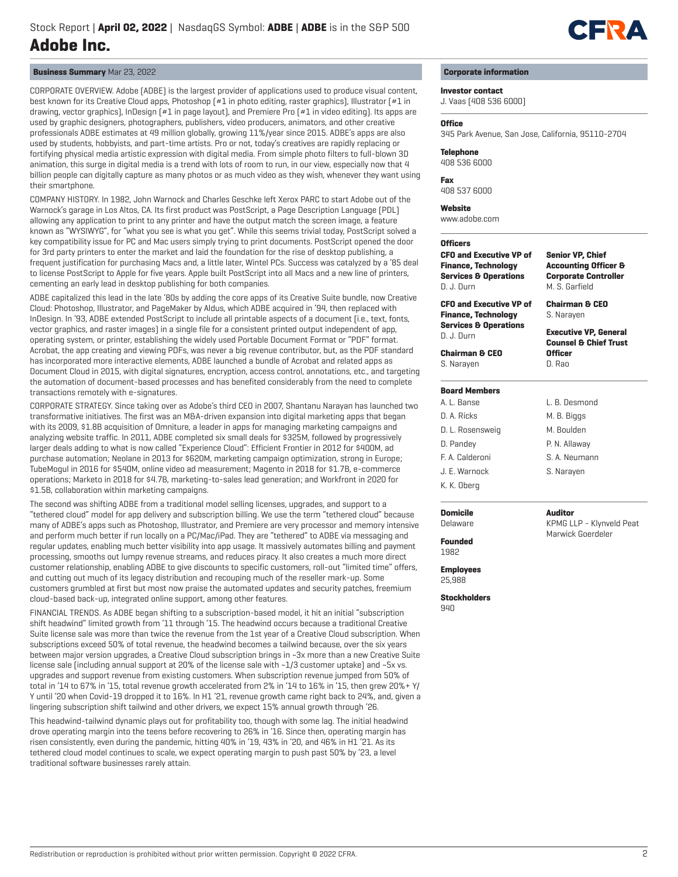# Adobe Inc.

## Business Summary Mar 23, 2022

CORPORATE OVERVIEW. Adobe (ADBE) is the largest provider of applications used to produce visual content, best known for its Creative Cloud apps, Photoshop (#1 in photo editing, raster graphics), Illustrator (#1 in drawing, vector graphics), InDesign (#1 in page layout), and Premiere Pro (#1 in video editing). Its apps are used by graphic designers, photographers, publishers, video producers, animators, and other creative professionals ADBE estimates at 49 million globally, growing 11%/year since 2015. ADBE's apps are also used by students, hobbyists, and part-time artists. Pro or not, today's creatives are rapidly replacing or fortifying physical media artistic expression with digital media. From simple photo filters to full-blown 3D animation, this surge in digital media is a trend with lots of room to run, in our view, especially now that 4 billion people can digitally capture as many photos or as much video as they wish, whenever they want using their smartphone.

COMPANY HISTORY. In 1982, John Warnock and Charles Geschke left Xerox PARC to start Adobe out of the Warnock's garage in Los Altos, CA. Its first product was PostScript, a Page Description Language (PDL) allowing any application to print to any printer and have the output match the screen image, a feature known as "WYSIWYG", for "what you see is what you get". While this seems trivial today, PostScript solved a key compatibility issue for PC and Mac users simply trying to print documents. PostScript opened the door for 3rd party printers to enter the market and laid the foundation for the rise of desktop publishing, a frequent justification for purchasing Macs and, a little later, Wintel PCs. Success was catalyzed by a '85 deal to license PostScript to Apple for five years. Apple built PostScript into all Macs and a new line of printers, cementing an early lead in desktop publishing for both companies.

ADBE capitalized this lead in the late '80s by adding the core apps of its Creative Suite bundle, now Creative Cloud: Photoshop, Illustrator, and PageMaker by Aldus, which ADBE acquired in '94, then replaced with InDesign. In '93, ADBE extended PostScript to include all printable aspects of a document (i.e., text, fonts, vector graphics, and raster images) in a single file for a consistent printed output independent of app, operating system, or printer, establishing the widely used Portable Document Format or "PDF" format. Acrobat, the app creating and viewing PDFs, was never a big revenue contributor, but, as the PDF standard has incorporated more interactive elements, ADBE launched a bundle of Acrobat and related apps as Document Cloud in 2015, with digital signatures, encryption, access control, annotations, etc., and targeting the automation of document-based processes and has benefited considerably from the need to complete transactions remotely with e-signatures.

CORPORATE STRATEGY. Since taking over as Adobe's third CEO in 2007, Shantanu Narayen has launched two transformative initiatives. The first was an M&A-driven expansion into digital marketing apps that began with its 2009, $1.8B acquisition of Omniture, a leader in apps for managing marketing campaigns and analyzing website traffic. In 2011, ADBE completed six small deals for $325M, followed by progressively larger deals adding to what is now called "Experience Cloud": Efficient Frontier in 2012 for $400M, ad purchase automation; Neolane in 2013 for $620M, marketing campaign optimization, strong in Europe; TubeMogul in 2016 for $540M, online video ad measurement; Magento in 2018 for $1.7B, e-commerce operations; Marketo in 2018 for $4.7B, marketing-to-sales lead generation; and Workfront in 2020 for $1.5B, collaboration within marketing campaigns.

The second was shifting ADBE from a traditional model selling licenses, upgrades, and support to a "tethered cloud" model for app delivery and subscription billing. We use the term "tethered cloud" because many of ADBE's apps such as Photoshop, Illustrator, and Premiere are very processor and memory intensive and perform much better if run locally on a PC/Mac/iPad. They are "tethered" to ADBE via messaging and regular updates, enabling much better visibility into app usage. It massively automates billing and payment processing, smooths out lumpy revenue streams, and reduces piracy. It also creates a much more direct customer relationship, enabling ADBE to give discounts to specific customers, roll-out "limited time" offers, and cutting out much of its legacy distribution and recouping much of the reseller mark-up. Some customers grumbled at first but most now praise the automated updates and security patches, freemium cloud-based back-up, integrated online support, among other features.

FINANCIAL TRENDS. As ADBE began shifting to a subscription-based model, it hit an initial "subscription shift headwind" limited growth from '11 through '15. The headwind occurs because a traditional Creative Suite license sale was more than twice the revenue from the 1st year of a Creative Cloud subscription. When subscriptions exceed 50% of total revenue, the headwind becomes a tailwind because, over the six years between major version upgrades, a Creative Cloud subscription brings in ~3x more than a new Creative Suite license sale (including annual support at 20% of the license sale with ~1/3 customer uptake) and ~5x vs. upgrades and support revenue from existing customers. When subscription revenue jumped from 50% of total in '14 to 67% in '15, total revenue growth accelerated from 2% in '14 to 16% in '15, then grew 20%+ Y/Y until '20 when Covid-19 dropped it to 16%. In H1 '21, revenue growth came right back to 24%, and, given a lingering subscription shift tailwind and other drivers, we expect 15% annual growth through '26.

This headwind-tailwind dynamic plays out for profitability too, though with some lag. The initial headwind drove operating margin into the teens before recovering to 26% in '16. Since then, operating margin has risen consistently, even during the pandemic, hitting 40% in '19, 43% in '20, and 46% in H1 '21. As its tethered cloud model continues to scale, we expect operating margin to push past 50% by '23, a level traditional software businesses rarely attain.

## Corporate information

**Investor contact**
J. Vaas (408 536 6000)

**Office**
345 Park Avenue, San Jose, California, 95110-2704

**Telephone**
408 536 6000

**Fax**
408 537 6000

**Website**
www.adobe.com

**Officers**

**CFO and Executive VP of Finance, Technology Services & Operations**
D. J. Durn

**CFO and Executive VP of Finance, Technology Services & Operations**
D. J. Durn

**Chairman & CEO**
S. Narayen

**Senior VP, Chief Accounting Officer & Corporate Controller**
M. S. Garfield

**Chairman & CEO**
S. Narayen

**Executive VP, General Counsel & Chief Trust Officer**
D. Rao

**Board Members**

- A. L. Banse
- D. A. Ricks
- D. L. Rosensweig
- D. Pandey
- F. A. Calderoni
- J. E. Warnock
- K. K. Oberg
- L. B. Desmond
- M. B. Biggs
- M. Boulden
- P. N. Allaway
- S. A. Neumann
- S. Narayen

**Domicile**
Delaware

**Founded**
1982

**Employees**
25,988

**Stockholders**
940

**Auditor**
KPMG LLP - Klynveld Peat Marwick Goerdeler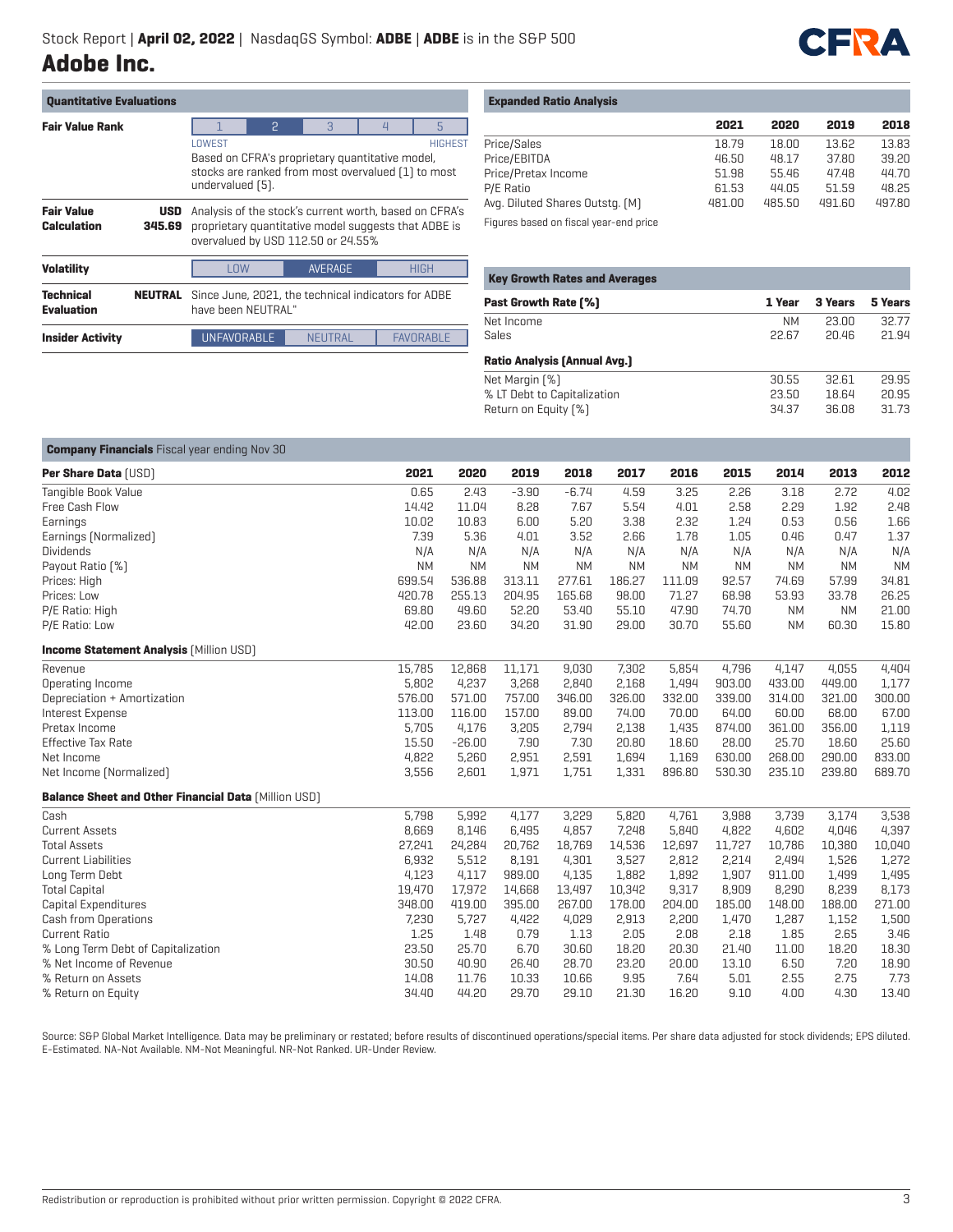Stock Report | **April 02, 2022** | NasdaqGS Symbol: **ADBE** | **ADBE** is in the S&P 500

# Adobe Inc.

## Quantitative Evaluations

| | | |
|---|---|---|
| **Fair Value Rank** | | 1 \| **2** \| 3 \| 4 \| 5 (LOWEST → HIGHEST). Based on CFRA's proprietary quantitative model, stocks are ranked from most overvalued (1) to most undervalued (5). |
| **Fair Value Calculation** | **USD 345.69** | Analysis of the stock's current worth, based on CFRA's proprietary quantitative model suggests that ADBE is overvalued by USD 112.50 or 24.55% |
| **Volatility** | | LOW \| **AVERAGE** \| HIGH |
| **Technical Evaluation** | **NEUTRAL** | Since June, 2021, the technical indicators for ADBE have been NEUTRAL" |
| **Insider Activity** | | **UNFAVORABLE** \| NEUTRAL \| FAVORABLE |

## Expanded Ratio Analysis

| | 2021 | 2020 | 2019 | 2018 |
|---|---|---|---|---|
| Price/Sales | 18.79 | 18.00 | 13.62 | 13.83 |
| Price/EBITDA | 46.50 | 48.17 | 37.80 | 39.20 |
| Price/Pretax Income | 51.98 | 55.46 | 47.48 | 44.70 |
| P/E Ratio | 61.53 | 44.05 | 51.59 | 48.25 |
| Avg. Diluted Shares Outstg. (M) | 481.00 | 485.50 | 491.60 | 497.80 |

Figures based on fiscal year-end price

## Key Growth Rates and Averages

| **Past Growth Rate (%)** | 1 Year | 3 Years | 5 Years |
|---|---|---|---|
| Net Income | NM | 23.00 | 32.77 |
| Sales | 22.67 | 20.46 | 21.94 |
| **Ratio Analysis (Annual Avg.)** | | | |
| Net Margin (%) | 30.55 | 32.61 | 29.95 |
| % LT Debt to Capitalization | 23.50 | 18.64 | 20.95 |
| Return on Equity (%) | 34.37 | 36.08 | 31.73 |

## Company Financials Fiscal year ending Nov 30

| **Per Share Data** (USD) | 2021 | 2020 | 2019 | 2018 | 2017 | 2016 | 2015 | 2014 | 2013 | 2012 |
|---|---|---|---|---|---|---|---|---|---|---|
| Tangible Book Value | 0.65 | 2.43 | -3.90 | -6.74 | 4.59 | 3.25 | 2.26 | 3.18 | 2.72 | 4.02 |
| Free Cash Flow | 14.42 | 11.04 | 8.28 | 7.67 | 5.54 | 4.01 | 2.58 | 2.29 | 1.92 | 2.48 |
| Earnings | 10.02 | 10.83 | 6.00 | 5.20 | 3.38 | 2.32 | 1.24 | 0.53 | 0.56 | 1.66 |
| Earnings (Normalized) | 7.39 | 5.36 | 4.01 | 3.52 | 2.66 | 1.78 | 1.05 | 0.46 | 0.47 | 1.37 |
| Dividends | N/A | N/A | N/A | N/A | N/A | N/A | N/A | N/A | N/A | N/A |
| Payout Ratio (%) | NM | NM | NM | NM | NM | NM | NM | NM | NM | NM |
| Prices: High | 699.54 | 536.88 | 313.11 | 277.61 | 186.27 | 111.09 | 92.57 | 74.69 | 57.99 | 34.81 |
| Prices: Low | 420.78 | 255.13 | 204.95 | 165.68 | 98.00 | 71.27 | 68.98 | 53.93 | 33.78 | 26.25 |
| P/E Ratio: High | 69.80 | 49.60 | 52.20 | 53.40 | 55.10 | 47.90 | 74.70 | NM | NM | 21.00 |
| P/E Ratio: Low | 42.00 | 23.60 | 34.20 | 31.90 | 29.00 | 30.70 | 55.60 | NM | 60.30 | 15.80 |
| **Income Statement Analysis** (Million USD) | | | | | | | | | | |
| Revenue | 15,785 | 12,868 | 11,171 | 9,030 | 7,302 | 5,854 | 4,796 | 4,147 | 4,055 | 4,404 |
| Operating Income | 5,802 | 4,237 | 3,268 | 2,840 | 2,168 | 1,494 | 903.00 | 433.00 | 449.00 | 1,177 |
| Depreciation + Amortization | 576.00 | 571.00 | 757.00 | 346.00 | 326.00 | 332.00 | 339.00 | 314.00 | 321.00 | 300.00 |
| Interest Expense | 113.00 | 116.00 | 157.00 | 89.00 | 74.00 | 70.00 | 64.00 | 60.00 | 68.00 | 67.00 |
| Pretax Income | 5,705 | 4,176 | 3,205 | 2,794 | 2,138 | 1,435 | 874.00 | 361.00 | 356.00 | 1,119 |
| Effective Tax Rate | 15.50 | -26.00 | 7.90 | 7.30 | 20.80 | 18.60 | 28.00 | 25.70 | 18.60 | 25.60 |
| Net Income | 4,822 | 5,260 | 2,951 | 2,591 | 1,694 | 1,169 | 630.00 | 268.00 | 290.00 | 833.00 |
| Net Income (Normalized) | 3,556 | 2,601 | 1,971 | 1,751 | 1,331 | 896.80 | 530.30 | 235.10 | 239.80 | 689.70 |
| **Balance Sheet and Other Financial Data** (Million USD) | | | | | | | | | | |
| Cash | 5,798 | 5,992 | 4,177 | 3,229 | 5,820 | 4,761 | 3,988 | 3,739 | 3,174 | 3,538 |
| Current Assets | 8,669 | 8,146 | 6,495 | 4,857 | 7,248 | 5,840 | 4,822 | 4,602 | 4,046 | 4,397 |
| Total Assets | 27,241 | 24,284 | 20,762 | 18,769 | 14,536 | 12,697 | 11,727 | 10,786 | 10,380 | 10,040 |
| Current Liabilities | 6,932 | 5,512 | 8,191 | 4,301 | 3,527 | 2,812 | 2,214 | 2,494 | 1,526 | 1,272 |
| Long Term Debt | 4,123 | 4,117 | 989.00 | 4,135 | 1,882 | 1,892 | 1,907 | 911.00 | 1,499 | 1,495 |
| Total Capital | 19,470 | 17,972 | 14,668 | 13,497 | 10,342 | 9,317 | 8,909 | 8,290 | 8,239 | 8,173 |
| Capital Expenditures | 348.00 | 419.00 | 395.00 | 267.00 | 178.00 | 204.00 | 185.00 | 148.00 | 188.00 | 271.00 |
| Cash from Operations | 7,230 | 5,727 | 4,422 | 4,029 | 2,913 | 2,200 | 1,470 | 1,287 | 1,152 | 1,500 |
| Current Ratio | 1.25 | 1.48 | 0.79 | 1.13 | 2.05 | 2.08 | 2.18 | 1.85 | 2.65 | 3.46 |
| % Long Term Debt of Capitalization | 23.50 | 25.70 | 6.70 | 30.60 | 18.20 | 20.30 | 21.40 | 11.00 | 18.20 | 18.30 |
| % Net Income of Revenue | 30.50 | 40.90 | 26.40 | 28.70 | 23.20 | 20.00 | 13.10 | 6.50 | 7.20 | 18.90 |
| % Return on Assets | 14.08 | 11.76 | 10.33 | 10.66 | 9.95 | 7.64 | 5.01 | 2.55 | 2.75 | 7.73 |
| % Return on Equity | 34.40 | 44.20 | 29.70 | 29.10 | 21.30 | 16.20 | 9.10 | 4.00 | 4.30 | 13.40 |

Source: S&P Global Market Intelligence. Data may be preliminary or restated; before results of discontinued operations/special items. Per share data adjusted for stock dividends; EPS diluted. E-Estimated. NA-Not Available. NM-Not Meaningful. NR-Not Ranked. UR-Under Review.

Redistribution or reproduction is prohibited without prior written permission. Copyright © 2022 CFRA.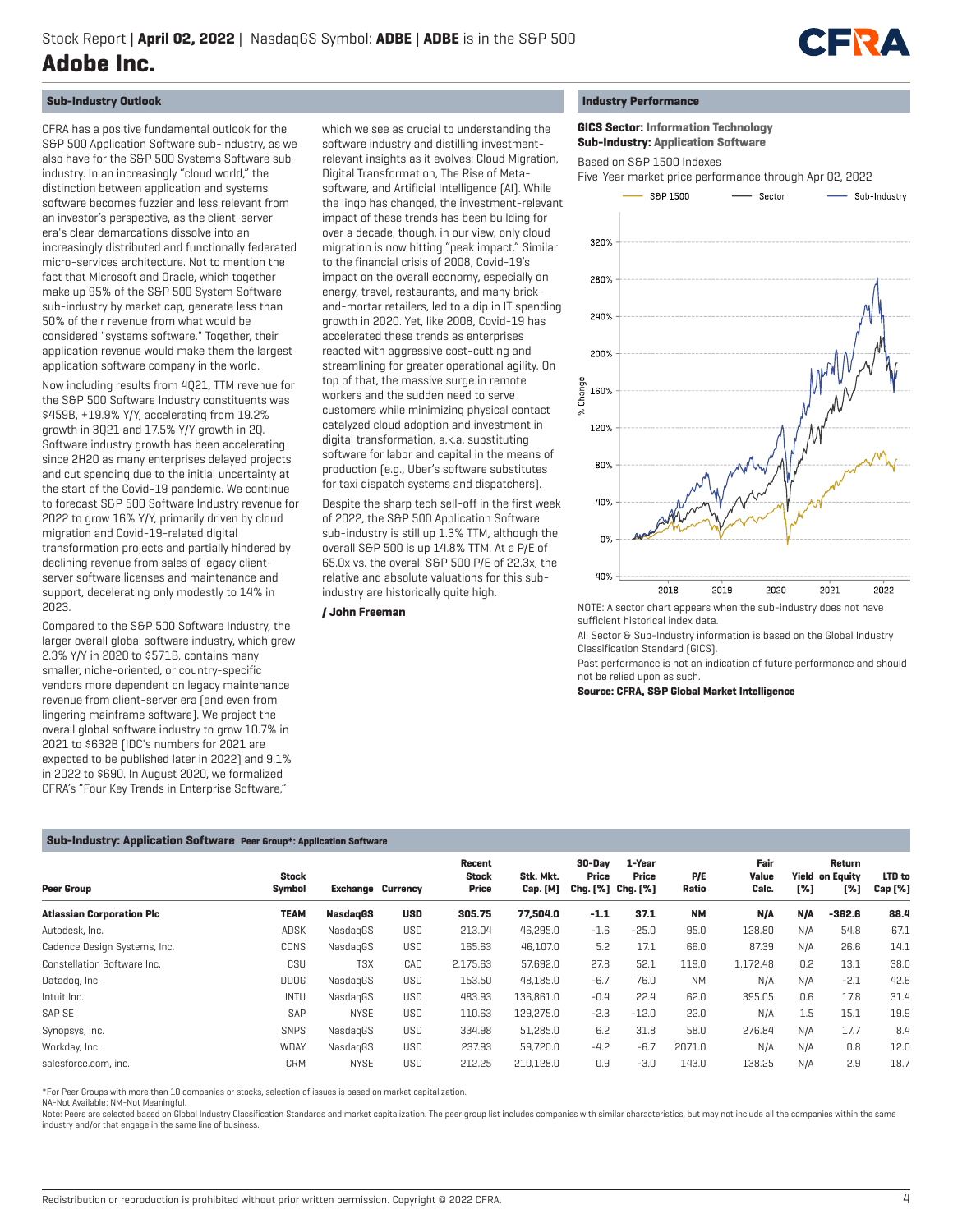# Adobe Inc.

Stock Report | **April 02, 2022** | NasdaqGS Symbol: **ADBE** | **ADBE** is in the S&P 500

## Sub-Industry Outlook

CFRA has a positive fundamental outlook for the S&P 500 Application Software sub-industry, as we also have for the S&P 500 Systems Software sub-industry. In an increasingly "cloud world," the distinction between application and systems software becomes fuzzier and less relevant from an investor's perspective, as the client-server era's clear demarcations dissolve into an increasingly distributed and functionally federated micro-services architecture. Not to mention the fact that Microsoft and Oracle, which together make up 95% of the S&P 500 System Software sub-industry by market cap, generate less than 50% of their revenue from what would be considered "systems software." Together, their application revenue would make them the largest application software company in the world.

Now including results from 4Q21, TTM revenue for the S&P 500 Software Industry constituents was $459B, +19.9% Y/Y, accelerating from 19.2% growth in 3Q21 and 17.5% Y/Y growth in 2Q. Software industry growth has been accelerating since 2H20 as many enterprises delayed projects and cut spending due to the initial uncertainty at the start of the Covid-19 pandemic. We continue to forecast S&P 500 Software Industry revenue for 2022 to grow 16% Y/Y, primarily driven by cloud migration and Covid-19-related digital transformation projects and partially hindered by declining revenue from sales of legacy client-server software licenses and maintenance and support, decelerating only modestly to 14% in 2023.

Compared to the S&P 500 Software Industry, the larger overall global software industry, which grew 2.3% Y/Y in 2020 to $571B, contains many smaller, niche-oriented, or country-specific vendors more dependent on legacy maintenance revenue from client-server era (and even from lingering mainframe software). We project the overall global software industry to grow 10.7% in 2021 to $632B (IDC's numbers for 2021 are expected to be published later in 2022) and 9.1% in 2022 to $690. In August 2020, we formalized CFRA's "Four Key Trends in Enterprise Software," which we see as crucial to understanding the software industry and distilling investment-relevant insights as it evolves: Cloud Migration, Digital Transformation, The Rise of Meta-software, and Artificial Intelligence (AI). While the lingo has changed, the investment-relevant impact of these trends has been building for over a decade, though, in our view, only cloud migration is now hitting "peak impact." Similar to the financial crisis of 2008, Covid-19's impact on the overall economy, especially on energy, travel, restaurants, and many brick-and-mortar retailers, led to a dip in IT spending growth in 2020. Yet, like 2008, Covid-19 has accelerated these trends as enterprises reacted with aggressive cost-cutting and streamlining for greater operational agility. On top of that, the massive surge in remote workers and the sudden need to serve customers while minimizing physical contact catalyzed cloud adoption and investment in digital transformation, a.k.a. substituting software for labor and capital in the means of production (e.g., Uber's software substitutes for taxi dispatch systems and dispatchers).

Despite the sharp tech sell-off in the first week of 2022, the S&P 500 Application Software sub-industry is still up 1.3% TTM, although the overall S&P 500 is up 14.8% TTM. At a P/E of 65.0x vs. the overall S&P 500 P/E of 22.3x, the relative and absolute valuations for this sub-industry are historically quite high.

**/ John Freeman**

## Industry Performance

**GICS Sector:** Information Technology
**Sub-Industry:** Application Software

Based on S&P 1500 Indexes
Five-Year market price performance through Apr 02, 2022

NOTE: A sector chart appears when the sub-industry does not have sufficient historical index data.

All Sector & Sub-Industry information is based on the Global Industry Classification Standard (GICS).

Past performance is not an indication of future performance and should not be relied upon as such.

**Source: CFRA, S&P Global Market Intelligence**

## Sub-Industry: Application Software Peer Group*: Application Software

| Peer Group | Stock Symbol | Exchange | Currency | Recent Stock Price | Stk. Mkt. Cap. (M) | 30-Day Price Chg. (%) | 1-Year Price Chg. (%) | P/E Ratio | Fair Value Calc. | Yield (%) | Return on Equity (%) | LTD to Cap (%) |
|---|---|---|---|---|---|---|---|---|---|---|---|---|
| **Atlassian Corporation Plc** | **TEAM** | **NasdaqGS** | **USD** | **305.75** | **77,504.0** | **-1.1** | **37.1** | **NM** | **N/A** | **N/A** | **-362.6** | **88.4** |
| Autodesk, Inc. | ADSK | NasdaqGS | USD | 213.04 | 46,295.0 | -1.6 | -25.0 | 95.0 | 128.80 | N/A | 54.8 | 67.1 |
| Cadence Design Systems, Inc. | CDNS | NasdaqGS | USD | 165.63 | 46,107.0 | 5.2 | 17.1 | 66.0 | 87.39 | N/A | 26.6 | 14.1 |
| Constellation Software Inc. | CSU | TSX | CAD | 2,175.63 | 57,692.0 | 27.8 | 52.1 | 119.0 | 1,172.48 | 0.2 | 13.1 | 38.0 |
| Datadog, Inc. | DDOG | NasdaqGS | USD | 153.50 | 48,185.0 | -6.7 | 76.0 | NM | N/A | N/A | -2.1 | 42.6 |
| Intuit Inc. | INTU | NasdaqGS | USD | 483.93 | 136,861.0 | -0.4 | 22.4 | 62.0 | 395.05 | 0.6 | 17.8 | 31.4 |
| SAP SE | SAP | NYSE | USD | 110.63 | 129,275.0 | -2.3 | -12.0 | 22.0 | N/A | 1.5 | 15.1 | 19.9 |
| Synopsys, Inc. | SNPS | NasdaqGS | USD | 334.98 | 51,285.0 | 6.2 | 31.8 | 58.0 | 276.84 | N/A | 17.7 | 8.4 |
| Workday, Inc. | WDAY | NasdaqGS | USD | 237.93 | 59,720.0 | -4.2 | -6.7 | 2071.0 | N/A | N/A | 0.8 | 12.0 |
| salesforce.com, inc. | CRM | NYSE | USD | 212.25 | 210,128.0 | 0.9 | -3.0 | 143.0 | 138.25 | N/A | 2.9 | 18.7 |

*For Peer Groups with more than 10 companies or stocks, selection of issues is based on market capitalization.
NA-Not Available; NM-Not Meaningful.
Note: Peers are selected based on Global Industry Classification Standards and market capitalization. The peer group list includes companies with similar characteristics, but may not include all the companies within the same industry and/or that engage in the same line of business.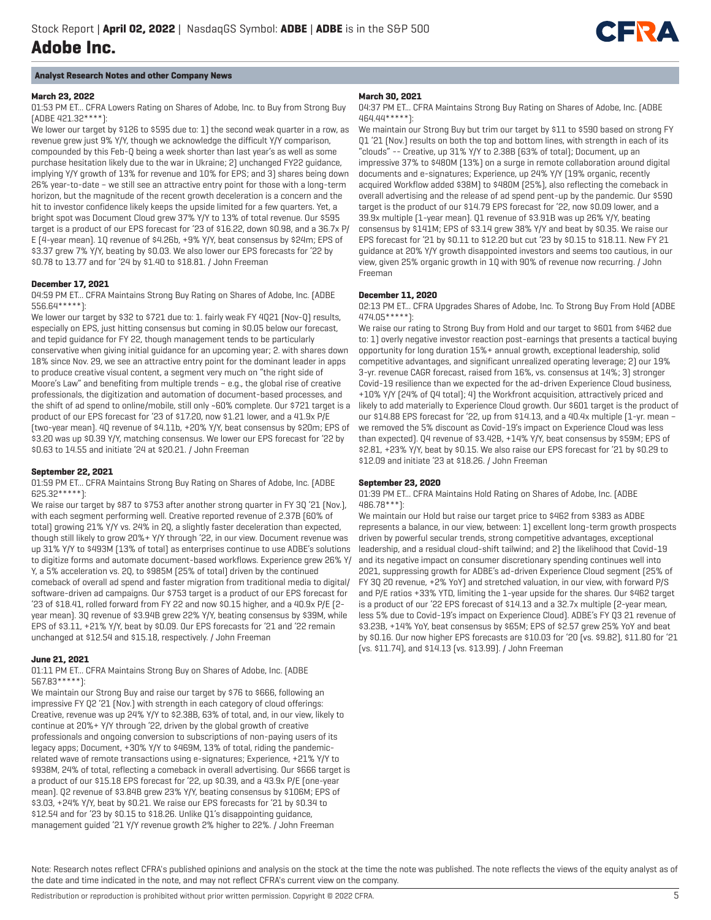Stock Report | **April 02, 2022** | NasdaqGS Symbol: **ADBE** | **ADBE** is in the S&P 500

# Adobe Inc.

## Analyst Research Notes and other Company News

**March 23, 2022**

01:53 PM ET... CFRA Lowers Rating on Shares of Adobe, Inc. to Buy from Strong Buy (ADBE 421.32****):

We lower our target by $126 to $595 due to: 1] the second weak quarter in a row, as revenue grew just 9% Y/Y, though we acknowledge the difficult Y/Y comparison, compounded by this Feb-Q being a week shorter than last year's as well as some purchase hesitation likely due to the war in Ukraine; 2] unchanged FY22 guidance, implying Y/Y growth of 13% for revenue and 10% for EPS; and 3] shares being down 26% year-to-date – we still see an attractive entry point for those with a long-term horizon, but the magnitude of the recent growth deceleration is a concern and the hit to investor confidence likely keeps the upside limited for a few quarters. Yet, a bright spot was Document Cloud grew 37% Y/Y to 13% of total revenue. Our $595 target is a product of our EPS forecast for '23 of $16.22, down $0.98, and a 36.7x P/E (4-year mean). 1Q revenue of $4.26b, +9% Y/Y, beat consensus by $24m; EPS of $3.37 grew 7% Y/Y, beating by $0.03. We also lower our EPS forecasts for '22 by $0.78 to 13.77 and for '24 by $1.40 to $18.81. / John Freeman

**December 17, 2021**

04:59 PM ET... CFRA Maintains Strong Buy Rating on Shares of Adobe, Inc. (ADBE 556.64*****):

We lower our target by $32 to $721 due to: 1. fairly weak FY 4Q21 (Nov-Q) results, especially on EPS, just hitting consensus but coming in $0.05 below our forecast, and tepid guidance for FY 22, though management tends to be particularly conservative when giving initial guidance for an upcoming year; 2. with shares down 18% since Nov. 29, we see an attractive entry point for the dominant leader in apps to produce creative visual content, a segment very much on "the right side of Moore's Law" and benefiting from multiple trends – e.g., the global rise of creative professionals, the digitization and automation of document-based processes, and the shift of ad spend to online/mobile, still only ~60% complete. Our $721 target is a product of our EPS forecast for '23 of $17.20, now $1.21 lower, and a 41.9x P/E (two-year mean). 4Q revenue of $4.11b, +20% Y/Y, beat consensus by $20m; EPS of $3.20 was up $0.39 Y/Y, matching consensus. We lower our EPS forecast for '22 by $0.63 to 14.55 and initiate '24 at $20.21. / John Freeman

**September 22, 2021**

01:59 PM ET... CFRA Maintains Strong Buy Rating on Shares of Adobe, Inc. (ADBE 625.32*****):

We raise our target by $87 to $753 after another strong quarter in FY 3Q '21 (Nov.), with each segment performing well. Creative reported revenue of 2.37B (60% of total) growing 21% Y/Y vs. 24% in 2Q, a slightly faster deceleration than expected, though still likely to grow 20%+ Y/Y through '22, in our view. Document revenue was up 31% Y/Y to $493M (13% of total) as enterprises continue to use ADBE's solutions to digitize forms and automate document-based workflows. Experience grew 26% Y/Y, a 5% acceleration vs. 2Q, to $985M (25% of total) driven by the continued comeback of overall ad spend and faster migration from traditional media to digital/software-driven ad campaigns. Our $753 target is a product of our EPS forecast for '23 of $18.41, rolled forward from FY 22 and now $0.15 higher, and a 40.9x P/E (2-year mean). 3Q revenue of $3.94B grew 22% Y/Y, beating consensus by $39M, while EPS of $3.11, +21% Y/Y, beat by $0.09. Our EPS forecasts for '21 and '22 remain unchanged at $12.54 and $15.18, respectively. / John Freeman

**June 21, 2021**

01:11 PM ET... CFRA Maintains Strong Buy on Shares of Adobe, Inc. (ADBE 567.83*****):

We maintain our Strong Buy and raise our target by $76 to $666, following an impressive FY Q2 '21 (Nov.) with strength in each category of cloud offerings: Creative, revenue was up 24% Y/Y to $2.38B, 63% of total, and, in our view, likely to continue at 20%+ Y/Y through '22, driven by the global growth of creative professionals and ongoing conversion to subscriptions of non-paying users of its legacy apps; Document, +30% Y/Y to $469M, 13% of total, riding the pandemic-related wave of remote transactions using e-signatures; Experience, +21% Y/Y to $938M, 24% of total, reflecting a comeback in overall advertising. Our $666 target is a product of our $15.18 EPS forecast for '22, up $0.39, and a 43.9x P/E (one-year mean). Q2 revenue of $3.84B grew 23% Y/Y, beating consensus by $106M; EPS of $3.03, +24% Y/Y, beat by $0.21. We raise our EPS forecasts for '21 by $0.34 to $12.54 and for '23 by $0.15 to $18.26. Unlike Q1's disappointing guidance, management guided '21 Y/Y revenue growth 2% higher to 22%. / John Freeman

**March 30, 2021**

04:37 PM ET... CFRA Maintains Strong Buy Rating on Shares of Adobe, Inc. (ADBE 464.44*****):

We maintain our Strong Buy but trim our target by $11 to $590 based on strong FY Q1 '21 (Nov.) results on both the top and bottom lines, with strength in each of its "clouds" -- Creative, up 31% Y/Y to 2.38B (63% of total); Document, up an impressive 37% to $480M (13%) on a surge in remote collaboration around digital documents and e-signatures; Experience, up 24% Y/Y (19% organic, recently acquired Workflow added $38M) to $480M (25%), also reflecting the comeback in overall advertising and the release of ad spend pent-up by the pandemic. Our $590 target is the product of our $14.79 EPS forecast for '22, now $0.09 lower, and a 39.9x multiple (1-year mean). Q1 revenue of $3.91B was up 26% Y/Y, beating consensus by $141M; EPS of $3.14 grew 38% Y/Y and beat by $0.35. We raise our EPS forecast for '21 by $0.11 to $12.20 but cut '23 by $0.15 to $18.11. New FY 21 guidance at 20% Y/Y growth disappointed investors and seems too cautious, in our view, given 25% organic growth in 1Q with 90% of revenue now recurring. / John Freeman

**December 11, 2020**

02:13 PM ET... CFRA Upgrades Shares of Adobe, Inc. To Strong Buy From Hold (ADBE 474.05*****):

We raise our rating to Strong Buy from Hold and our target to $601 from $462 due to: 1] overly negative investor reaction post-earnings that presents a tactical buying opportunity for long duration 15%+ annual growth, exceptional leadership, solid competitive advantages, and significant unrealized operating leverage; 2] our 19% 3-yr. revenue CAGR forecast, raised from 16%, vs. consensus at 14%; 3] stronger Covid-19 resilience than we expected for the ad-driven Experience Cloud business, +10% Y/Y (24% of Q4 total); 4] the Workfront acquisition, attractively priced and likely to add materially to Experience Cloud growth. Our $601 target is the product of our $14.88 EPS forecast for '22, up from $14.13, and a 40.4x multiple (1-yr. mean – we removed the 5% discount as Covid-19's impact on Experience Cloud was less than expected). Q4 revenue of $3.42B, +14% Y/Y, beat consensus by $59M; EPS of $2.81, +23% Y/Y, beat by $0.15. We also raise our EPS forecast for '21 by $0.29 to $12.09 and initiate '23 at $18.26. / John Freeman

**September 23, 2020**

01:39 PM ET... CFRA Maintains Hold Rating on Shares of Adobe, Inc. (ADBE 486.78***):

We maintain our Hold but raise our target price to $462 from $383 as ADBE represents a balance, in our view, between: 1] excellent long-term growth prospects driven by powerful secular trends, strong competitive advantages, exceptional leadership, and a residual cloud-shift tailwind; and 2] the likelihood that Covid-19 and its negative impact on consumer discretionary spending continues well into 2021, suppressing growth for ADBE's ad-driven Experience Cloud segment (25% of FY 3Q 20 revenue, +2% YoY) and stretched valuation, in our view, with forward P/S and P/E ratios +33% YTD, limiting the 1-year upside for the shares. Our $462 target is a product of our '22 EPS forecast of $14.13 and a 32.7x multiple (2-year mean, less 5% due to Covid-19's impact on Experience Cloud). ADBE's FY Q3 21 revenue of $3.23B, +14% YoY, beat consensus by $65M; EPS of $2.57 grew 25% YoY and beat by $0.16. Our now higher EPS forecasts are $10.03 for '20 (vs. $9.82), $11.80 for '21 (vs. $11.74), and $14.13 (vs. $13.99). / John Freeman

Note: Research notes reflect CFRA's published opinions and analysis on the stock at the time the note was published. The note reflects the views of the equity analyst as of the date and time indicated in the note, and may not reflect CFRA's current view on the company.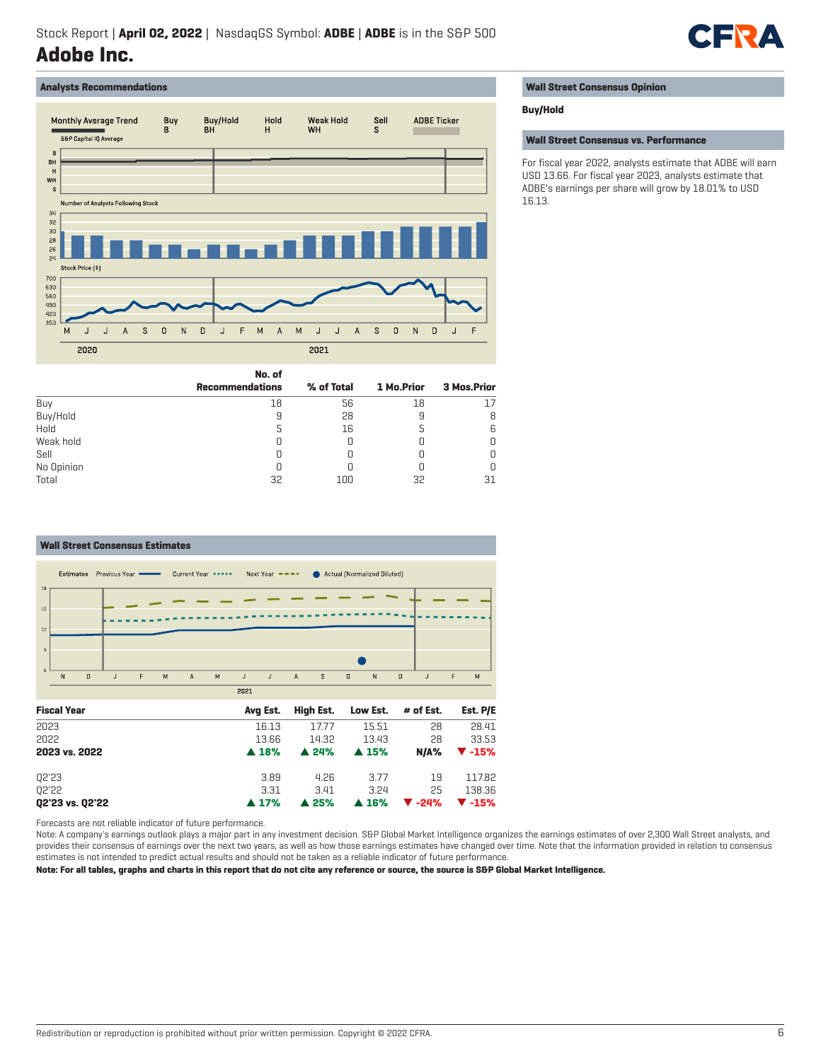Stock Report | **April 02, 2022** | NasdaqGS Symbol: **ADBE** | **ADBE** is in the S&P 500

# Adobe Inc.

## Analysts Recommendations

|  | No. of Recommendations | % of Total | 1 Mo.Prior | 3 Mos.Prior |
|---|---|---|---|---|
| Buy | 18 | 56 | 18 | 17 |
| Buy/Hold | 9 | 28 | 9 | 8 |
| Hold | 5 | 16 | 5 | 6 |
| Weak hold | 0 | 0 | 0 | 0 |
| Sell | 0 | 0 | 0 | 0 |
| No Opinion | 0 | 0 | 0 | 0 |
| Total | 32 | 100 | 32 | 31 |

## Wall Street Consensus Estimates

| Fiscal Year | Avg Est. | High Est. | Low Est. | # of Est. | Est. P/E |
|---|---|---|---|---|---|
| 2023 | 16.13 | 17.77 | 15.51 | 28 | 28.41 |
| 2022 | 13.66 | 14.32 | 13.43 | 28 | 33.53 |
| **2023 vs. 2022** | **▲ 18%** | **▲ 24%** | **▲ 15%** | **N/A%** | **▼ -15%** |
|  |  |  |  |  |  |
| Q2'23 | 3.89 | 4.26 | 3.77 | 19 | 117.82 |
| Q2'22 | 3.31 | 3.41 | 3.24 | 25 | 138.36 |
| **Q2'23 vs. Q2'22** | **▲ 17%** | **▲ 25%** | **▲ 16%** | **▼ -24%** | **▼ -15%** |

Forecasts are not reliable indicator of future performance.

Note: A company's earnings outlook plays a major part in any investment decision. S&P Global Market Intelligence organizes the earnings estimates of over 2,300 Wall Street analysts, and provides their consensus of earnings over the next two years, as well as how those earnings estimates have changed over time. Note that the information provided in relation to consensus estimates is not intended to predict actual results and should not be taken as a reliable indicator of future performance.

**Note: For all tables, graphs and charts in this report that do not cite any reference or source, the source is S&P Global Market Intelligence.**

## Wall Street Consensus Opinion

**Buy/Hold**

## Wall Street Consensus vs. Performance

For fiscal year 2022, analysts estimate that ADBE will earn USD 13.66. For fiscal year 2023, analysts estimate that ADBE's earnings per share will grow by 18.01% to USD 16.13.

Redistribution or reproduction is prohibited without prior written permission. Copyright © 2022 CFRA.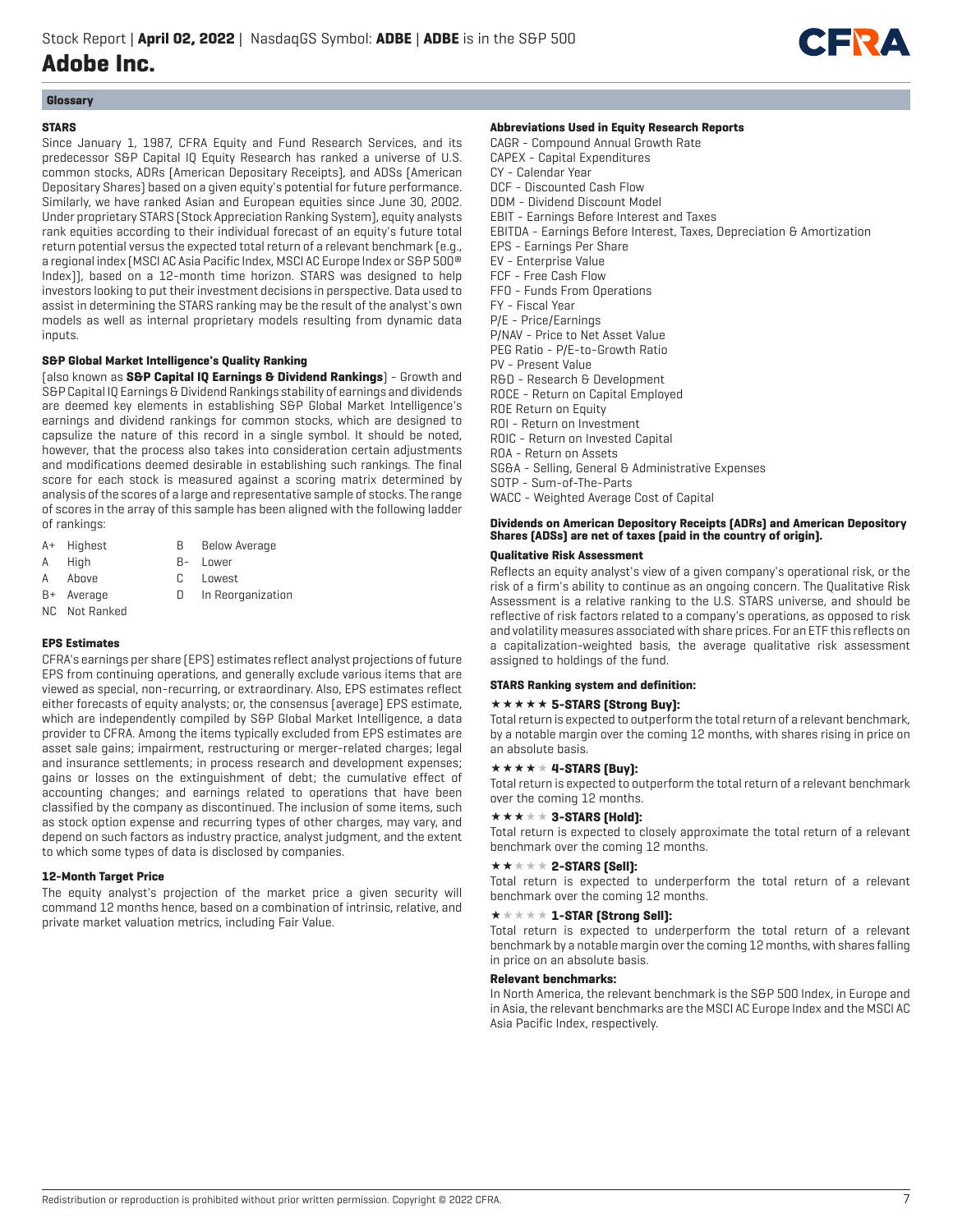## Glossary

### STARS

Since January 1, 1987, CFRA Equity and Fund Research Services, and its predecessor S&P Capital IQ Equity Research has ranked a universe of U.S. common stocks, ADRs (American Depositary Receipts), and ADSs (American Depositary Shares) based on a given equity's potential for future performance. Similarly, we have ranked Asian and European equities since June 30, 2002. Under proprietary STARS (Stock Appreciation Ranking System), equity analysts rank equities according to their individual forecast of an equity's future total return potential versus the expected total return of a relevant benchmark (e.g., a regional index (MSCI AC Asia Pacific Index, MSCI AC Europe Index or S&P 500® Index)), based on a 12-month time horizon. STARS was designed to help investors looking to put their investment decisions in perspective. Data used to assist in determining the STARS ranking may be the result of the analyst's own models as well as internal proprietary models resulting from dynamic data inputs.

### S&P Global Market Intelligence's Quality Ranking

(also known as **S&P Capital IQ Earnings & Dividend Rankings**) - Growth and S&P Capital IQ Earnings & Dividend Rankings stability of earnings and dividends are deemed key elements in establishing S&P Global Market Intelligence's earnings and dividend rankings for common stocks, which are designed to capsulize the nature of this record in a single symbol. It should be noted, however, that the process also takes into consideration certain adjustments and modifications deemed desirable in establishing such rankings. The final score for each stock is measured against a scoring matrix determined by analysis of the scores of a large and representative sample of stocks. The range of scores in the array of this sample has been aligned with the following ladder of rankings:

| | | | |
|---|---|---|---|
| A+ | Highest | B | Below Average |
| A | High | B- | Lower |
| A | Above | C | Lowest |
| B+ | Average | D | In Reorganization |
| NC | Not Ranked | | |

### EPS Estimates

CFRA's earnings per share (EPS) estimates reflect analyst projections of future EPS from continuing operations, and generally exclude various items that are viewed as special, non-recurring, or extraordinary. Also, EPS estimates reflect either forecasts of equity analysts; or, the consensus (average) EPS estimate, which are independently compiled by S&P Global Market Intelligence, a data provider to CFRA. Among the items typically excluded from EPS estimates are asset sale gains; impairment, restructuring or merger-related charges; legal and insurance settlements; in process research and development expenses; gains or losses on the extinguishment of debt; the cumulative effect of accounting changes; and earnings related to operations that have been classified by the company as discontinued. The inclusion of some items, such as stock option expense and recurring types of other charges, may vary, and depend on such factors as industry practice, analyst judgment, and the extent to which some types of data is disclosed by companies.

### 12-Month Target Price

The equity analyst's projection of the market price a given security will command 12 months hence, based on a combination of intrinsic, relative, and private market valuation metrics, including Fair Value.

### Abbreviations Used in Equity Research Reports

CAGR - Compound Annual Growth Rate
CAPEX - Capital Expenditures
CY - Calendar Year
DCF - Discounted Cash Flow
DDM - Dividend Discount Model
EBIT - Earnings Before Interest and Taxes
EBITDA - Earnings Before Interest, Taxes, Depreciation & Amortization
EPS - Earnings Per Share
EV - Enterprise Value
FCF - Free Cash Flow
FFO - Funds From Operations
FY - Fiscal Year
P/E - Price/Earnings
P/NAV - Price to Net Asset Value
PEG Ratio - P/E-to-Growth Ratio
PV - Present Value
R&D - Research & Development
ROCE - Return on Capital Employed
ROE Return on Equity
ROI - Return on Investment
ROIC - Return on Invested Capital
ROA - Return on Assets
SG&A - Selling, General & Administrative Expenses
SOTP - Sum-of-The-Parts
WACC - Weighted Average Cost of Capital

**Dividends on American Depository Receipts (ADRs) and American Depository Shares (ADSs) are net of taxes (paid in the country of origin).**

### Qualitative Risk Assessment

Reflects an equity analyst's view of a given company's operational risk, or the risk of a firm's ability to continue as an ongoing concern. The Qualitative Risk Assessment is a relative ranking to the U.S. STARS universe, and should be reflective of risk factors related to a company's operations, as opposed to risk and volatility measures associated with share prices. For an ETF this reflects on a capitalization-weighted basis, the average qualitative risk assessment assigned to holdings of the fund.

### STARS Ranking system and definition:

★★★★★ **5-STARS (Strong Buy):**
Total return is expected to outperform the total return of a relevant benchmark, by a notable margin over the coming 12 months, with shares rising in price on an absolute basis.

★★★★★ **4-STARS (Buy):**
Total return is expected to outperform the total return of a relevant benchmark over the coming 12 months.

★★★★★ **3-STARS (Hold):**
Total return is expected to closely approximate the total return of a relevant benchmark over the coming 12 months.

★★★★★ **2-STARS (Sell):**
Total return is expected to underperform the total return of a relevant benchmark over the coming 12 months.

★★★★★ **1-STAR (Strong Sell):**
Total return is expected to underperform the total return of a relevant benchmark by a notable margin over the coming 12 months, with shares falling in price on an absolute basis.

### Relevant benchmarks:

In North America, the relevant benchmark is the S&P 500 Index, in Europe and in Asia, the relevant benchmarks are the MSCI AC Europe Index and the MSCI AC Asia Pacific Index, respectively.

Redistribution or reproduction is prohibited without prior written permission. Copyright © 2022 CFRA.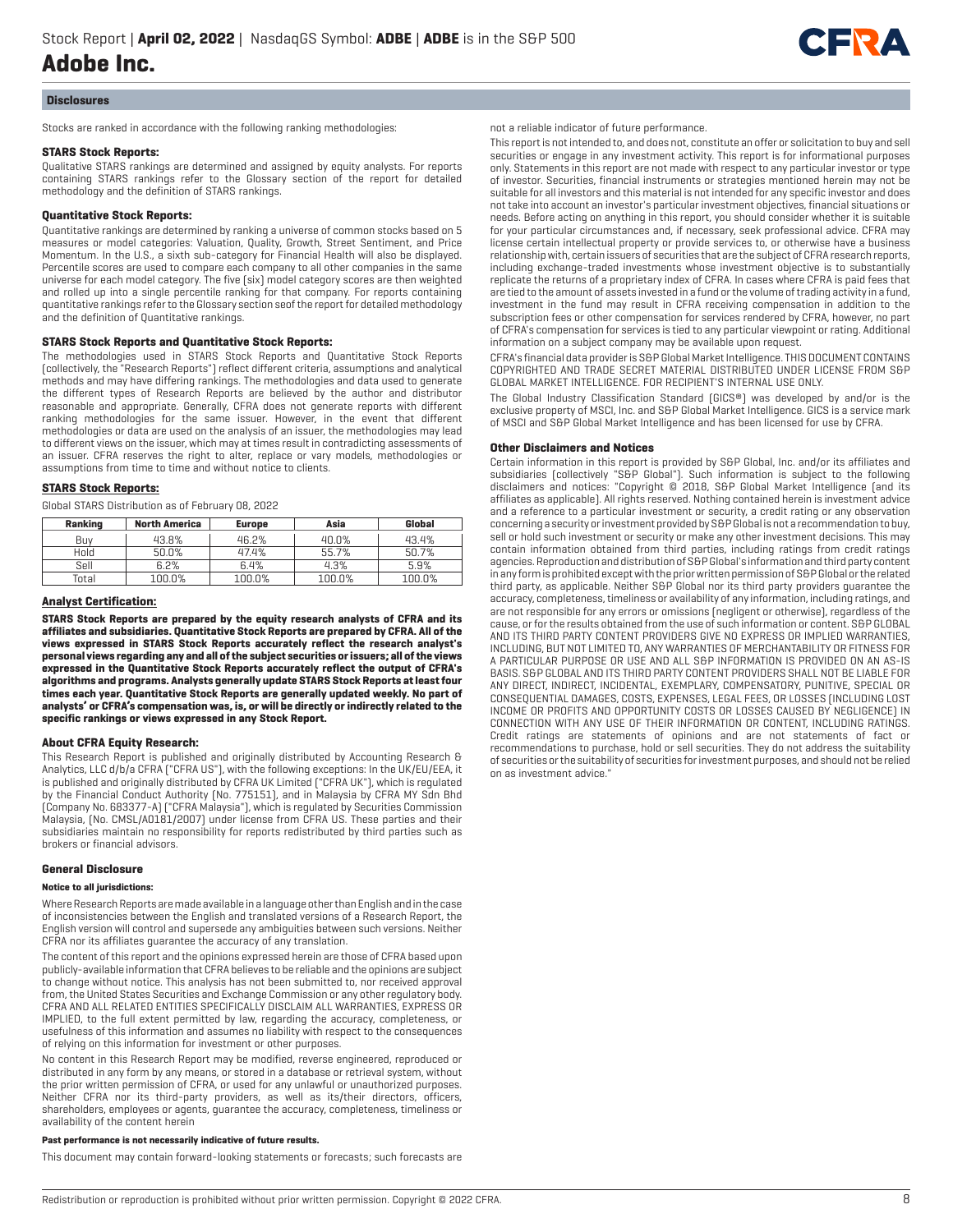## Disclosures

Stocks are ranked in accordance with the following ranking methodologies:

### STARS Stock Reports:

Qualitative STARS rankings are determined and assigned by equity analysts. For reports containing STARS rankings refer to the Glossary section of the report for detailed methodology and the definition of STARS rankings.

### Quantitative Stock Reports:

Quantitative rankings are determined by ranking a universe of common stocks based on 5 measures or model categories: Valuation, Quality, Growth, Street Sentiment, and Price Momentum. In the U.S., a sixth sub-category for Financial Health will also be displayed. Percentile scores are used to compare each company to all other companies in the same universe for each model category. The five (six) model category scores are then weighted and rolled up into a single percentile ranking for that company. For reports containing quantitative rankings refer to the Glossary section seof the report for detailed methodology and the definition of Quantitative rankings.

### STARS Stock Reports and Quantitative Stock Reports:

The methodologies used in STARS Stock Reports and Quantitative Stock Reports (collectively, the "Research Reports") reflect different criteria, assumptions and analytical methods and may have differing rankings. The methodologies and data used to generate the different types of Research Reports are believed by the author and distributor reasonable and appropriate. Generally, CFRA does not generate reports with different ranking methodologies for the same issuer. However, in the event that different methodologies or data are used on the analysis of an issuer, the methodologies may lead to different views on the issuer, which may at times result in contradicting assessments of an issuer. CFRA reserves the right to alter, replace or vary models, methodologies or assumptions from time to time and without notice to clients.

### STARS Stock Reports:

Global STARS Distribution as of February 08, 2022

| Ranking | North America | Europe | Asia | Global |
|---|---|---|---|---|
| Buy | 43.8% | 46.2% | 40.0% | 43.4% |
| Hold | 50.0% | 47.4% | 55.7% | 50.7% |
| Sell | 6.2% | 6.4% | 4.3% | 5.9% |
| Total | 100.0% | 100.0% | 100.0% | 100.0% |

### Analyst Certification:

**STARS Stock Reports are prepared by the equity research analysts of CFRA and its affiliates and subsidiaries. Quantitative Stock Reports are prepared by CFRA. All of the views expressed in STARS Stock Reports accurately reflect the research analyst's personal views regarding any and all of the subject securities or issuers; all of the views expressed in the Quantitative Stock Reports accurately reflect the output of CFRA's algorithms and programs. Analysts generally update STARS Stock Reports at least four times each year. Quantitative Stock Reports are generally updated weekly. No part of analysts' or CFRA's compensation was, is, or will be directly or indirectly related to the specific rankings or views expressed in any Stock Report.**

### About CFRA Equity Research:

This Research Report is published and originally distributed by Accounting Research & Analytics, LLC d/b/a CFRA ("CFRA US"), with the following exceptions: In the UK/EU/EEA, it is published and originally distributed by CFRA UK Limited ("CFRA UK"), which is regulated by the Financial Conduct Authority (No. 775151), and in Malaysia by CFRA MY Sdn Bhd (Company No. 683377-A) ("CFRA Malaysia"), which is regulated by Securities Commission Malaysia, (No. CMSL/A0181/2007) under license from CFRA US. These parties and their subsidiaries maintain no responsibility for reports redistributed by third parties such as brokers or financial advisors.

### General Disclosure

**Notice to all jurisdictions:**

Where Research Reports are made available in a language other than English and in the case of inconsistencies between the English and translated versions of a Research Report, the English version will control and supersede any ambiguities between such versions. Neither CFRA nor its affiliates guarantee the accuracy of any translation.

The content of this report and the opinions expressed herein are those of CFRA based upon publicly-available information that CFRA believes to be reliable and the opinions are subject to change without notice. This analysis has not been submitted to, nor received approval from, the United States Securities and Exchange Commission or any other regulatory body. CFRA AND ALL RELATED ENTITIES SPECIFICALLY DISCLAIM ALL WARRANTIES, EXPRESS OR IMPLIED, to the full extent permitted by law, regarding the accuracy, completeness, or usefulness of this information and assumes no liability with respect to the consequences of relying on this information for investment or other purposes.

No content in this Research Report may be modified, reverse engineered, reproduced or distributed in any form by any means, or stored in a database or retrieval system, without the prior written permission of CFRA, or used for any unlawful or unauthorized purposes. Neither CFRA nor its third-party providers, as well as its/their directors, officers, shareholders, employees or agents, guarantee the accuracy, completeness, timeliness or availability of the content herein

**Past performance is not necessarily indicative of future results.**

This document may contain forward-looking statements or forecasts; such forecasts are not a reliable indicator of future performance.

This report is not intended to, and does not, constitute an offer or solicitation to buy and sell securities or engage in any investment activity. This report is for informational purposes only. Statements in this report are not made with respect to any particular investor or type of investor. Securities, financial instruments or strategies mentioned herein may not be suitable for all investors and this material is not intended for any specific investor and does not take into account an investor's particular investment objectives, financial situations or needs. Before acting on anything in this report, you should consider whether it is suitable for your particular circumstances and, if necessary, seek professional advice. CFRA may license certain intellectual property or provide services to, or otherwise have a business relationship with, certain issuers of securities that are the subject of CFRA research reports, including exchange-traded investments whose investment objective is to substantially replicate the returns of a proprietary index of CFRA. In cases where CFRA is paid fees that are tied to the amount of assets invested in a fund or the volume of trading activity in a fund, investment in the fund may result in CFRA receiving compensation in addition to the subscription fees or other compensation for services rendered by CFRA, however, no part of CFRA's compensation for services is tied to any particular viewpoint or rating. Additional information on a subject company may be available upon request.

CFRA's financial data provider is S&P Global Market Intelligence. THIS DOCUMENT CONTAINS COPYRIGHTED AND TRADE SECRET MATERIAL DISTRIBUTED UNDER LICENSE FROM S&P GLOBAL MARKET INTELLIGENCE. FOR RECIPIENT'S INTERNAL USE ONLY.

The Global Industry Classification Standard (GICS®) was developed by and/or is the exclusive property of MSCI, Inc. and S&P Global Market Intelligence. GICS is a service mark of MSCI and S&P Global Market Intelligence and has been licensed for use by CFRA.

### Other Disclaimers and Notices

Certain information in this report is provided by S&P Global, Inc. and/or its affiliates and subsidiaries (collectively "S&P Global"). Such information is subject to the following disclaimers and notices: "Copyright © 2018, S&P Global Market Intelligence (and its affiliates as applicable). All rights reserved. Nothing contained herein is investment advice and a reference to a particular investment or security, a credit rating or any observation concerning a security or investment provided by S&P Global is not a recommendation to buy, sell or hold such investment or security or make any other investment decisions. This may contain information obtained from third parties, including ratings from credit ratings agencies. Reproduction and distribution of S&P Global's information and third party content in any form is prohibited except with the prior written permission of S&P Global or the related third party, as applicable. Neither S&P Global nor its third party providers guarantee the accuracy, completeness, timeliness or availability of any information, including ratings, and are not responsible for any errors or omissions (negligent or otherwise), regardless of the cause, or for the results obtained from the use of such information or content. S&P GLOBAL AND ITS THIRD PARTY CONTENT PROVIDERS GIVE NO EXPRESS OR IMPLIED WARRANTIES, INCLUDING, BUT NOT LIMITED TO, ANY WARRANTIES OF MERCHANTABILITY OR FITNESS FOR A PARTICULAR PURPOSE OR USE AND ALL S&P INFORMATION IS PROVIDED ON AN AS-IS BASIS. S&P GLOBAL AND ITS THIRD PARTY CONTENT PROVIDERS SHALL NOT BE LIABLE FOR ANY DIRECT, INDIRECT, INCIDENTAL, EXEMPLARY, COMPENSATORY, PUNITIVE, SPECIAL OR CONSEQUENTIAL DAMAGES, COSTS, EXPENSES, LEGAL FEES, OR LOSSES (INCLUDING LOST INCOME OR PROFITS AND OPPORTUNITY COSTS OR LOSSES CAUSED BY NEGLIGENCE) IN CONNECTION WITH ANY USE OF THEIR INFORMATION OR CONTENT, INCLUDING RATINGS. Credit ratings are statements of opinions and are not statements of fact or recommendations to purchase, hold or sell securities. They do not address the suitability of securities or the suitability of securities for investment purposes, and should not be relied on as investment advice."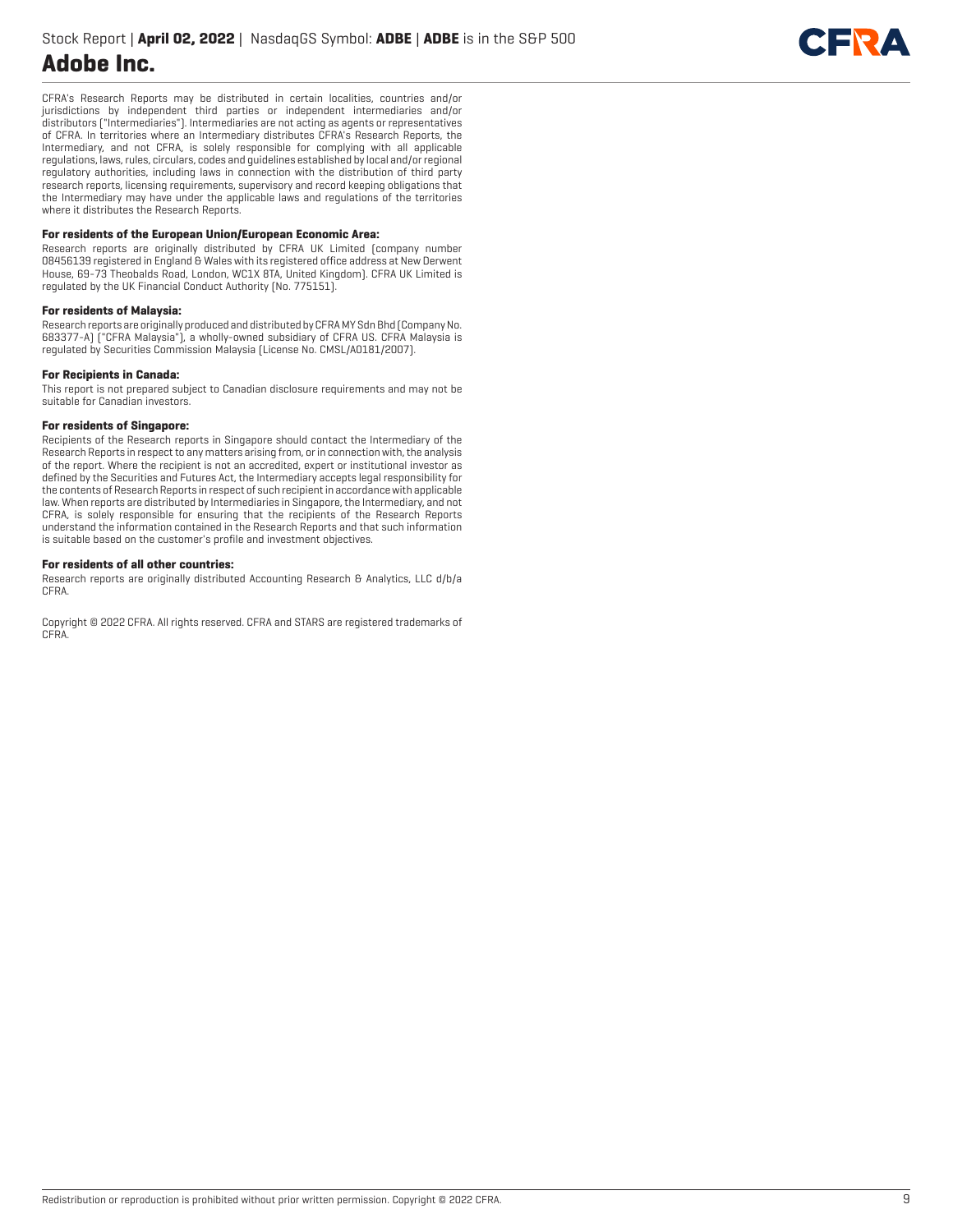CFRA's Research Reports may be distributed in certain localities, countries and/or jurisdictions by independent third parties or independent intermediaries and/or distributors ("Intermediaries"). Intermediaries are not acting as agents or representatives of CFRA. In territories where an Intermediary distributes CFRA's Research Reports, the Intermediary, and not CFRA, is solely responsible for complying with all applicable regulations, laws, rules, circulars, codes and guidelines established by local and/or regional regulatory authorities, including laws in connection with the distribution of third party research reports, licensing requirements, supervisory and record keeping obligations that the Intermediary may have under the applicable laws and regulations of the territories where it distributes the Research Reports.

**For residents of the European Union/European Economic Area:**

Research reports are originally distributed by CFRA UK Limited (company number 08456139 registered in England & Wales with its registered office address at New Derwent House, 69-73 Theobalds Road, London, WC1X 8TA, United Kingdom). CFRA UK Limited is regulated by the UK Financial Conduct Authority (No. 775151).

**For residents of Malaysia:**

Research reports are originally produced and distributed by CFRA MY Sdn Bhd (Company No. 683377-A) ("CFRA Malaysia"), a wholly-owned subsidiary of CFRA US. CFRA Malaysia is regulated by Securities Commission Malaysia (License No. CMSL/A0181/2007).

**For Recipients in Canada:**

This report is not prepared subject to Canadian disclosure requirements and may not be suitable for Canadian investors.

**For residents of Singapore:**

Recipients of the Research reports in Singapore should contact the Intermediary of the Research Reports in respect to any matters arising from, or in connection with, the analysis of the report. Where the recipient is not an accredited, expert or institutional investor as defined by the Securities and Futures Act, the Intermediary accepts legal responsibility for the contents of Research Reports in respect of such recipient in accordance with applicable law. When reports are distributed by Intermediaries in Singapore, the Intermediary, and not CFRA, is solely responsible for ensuring that the recipients of the Research Reports understand the information contained in the Research Reports and that such information is suitable based on the customer's profile and investment objectives.

**For residents of all other countries:**

Research reports are originally distributed Accounting Research & Analytics, LLC d/b/a CFRA.

Copyright © 2022 CFRA. All rights reserved. CFRA and STARS are registered trademarks of CFRA.